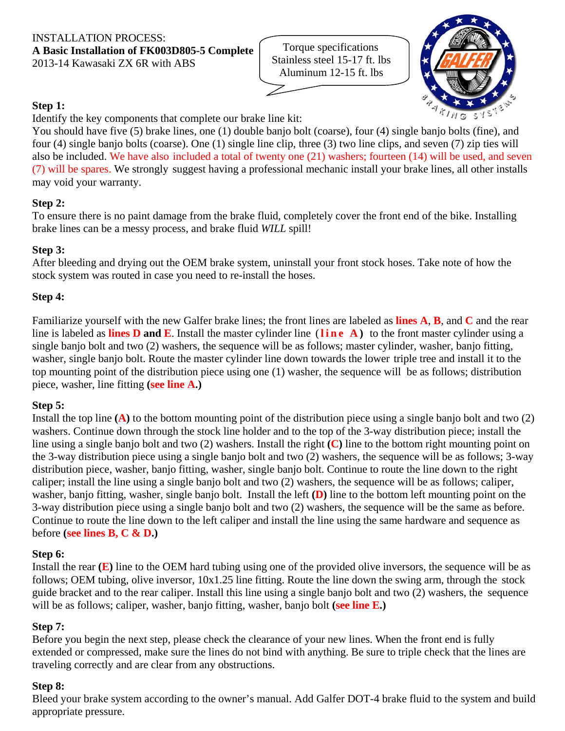INSTALLATION PROCESS:
**A Basic Installation of FK003D805-5 Complete**
2013-14 Kawasaki ZX 6R with ABS

Torque specifications
Stainless steel 15-17 ft. lbs
Aluminum 12-15 ft. lbs

**Step 1:**
Identify the key components that complete our brake line kit:
You should have five (5) brake lines, one (1) double banjo bolt (coarse), four (4) single banjo bolts (fine), and four (4) single banjo bolts (coarse). One (1) single line clip, three (3) two line clips, and seven (7) zip ties will also be included. We have also included a total of twenty one (21) washers; fourteen (14) will be used, and seven (7) will be spares. We strongly suggest having a professional mechanic install your brake lines, all other installs may void your warranty.

**Step 2:**
To ensure there is no paint damage from the brake fluid, completely cover the front end of the bike. Installing brake lines can be a messy process, and brake fluid *WILL* spill!

**Step 3:**
After bleeding and drying out the OEM brake system, uninstall your front stock hoses. Take note of how the stock system was routed in case you need to re-install the hoses.

**Step 4:**

Familiarize yourself with the new Galfer brake lines; the front lines are labeled as **lines A**, **B**, and **C** and the rear line is labeled as **lines D and E**. Install the master cylinder line (**line A**) to the front master cylinder using a single banjo bolt and two (2) washers, the sequence will be as follows; master cylinder, washer, banjo fitting, washer, single banjo bolt. Route the master cylinder line down towards the lower triple tree and install it to the top mounting point of the distribution piece using one (1) washer, the sequence will be as follows; distribution piece, washer, line fitting **(see line A.)**

**Step 5:**
Install the top line **(A)** to the bottom mounting point of the distribution piece using a single banjo bolt and two (2) washers. Continue down through the stock line holder and to the top of the 3-way distribution piece; install the line using a single banjo bolt and two (2) washers. Install the right **(C)** line to the bottom right mounting point on the 3-way distribution piece using a single banjo bolt and two (2) washers, the sequence will be as follows; 3-way distribution piece, washer, banjo fitting, washer, single banjo bolt. Continue to route the line down to the right caliper; install the line using a single banjo bolt and two (2) washers, the sequence will be as follows; caliper, washer, banjo fitting, washer, single banjo bolt. Install the left **(D)** line to the bottom left mounting point on the 3-way distribution piece using a single banjo bolt and two (2) washers, the sequence will be the same as before. Continue to route the line down to the left caliper and install the line using the same hardware and sequence as before **(see lines B, C & D.)**

**Step 6:**
Install the rear **(E)** line to the OEM hard tubing using one of the provided olive inversors, the sequence will be as follows; OEM tubing, olive inversor, 10x1.25 line fitting. Route the line down the swing arm, through the stock guide bracket and to the rear caliper. Install this line using a single banjo bolt and two (2) washers, the sequence will be as follows; caliper, washer, banjo fitting, washer, banjo bolt **(see line E.)**

**Step 7:**
Before you begin the next step, please check the clearance of your new lines. When the front end is fully extended or compressed, make sure the lines do not bind with anything. Be sure to triple check that the lines are traveling correctly and are clear from any obstructions.

**Step 8:**
Bleed your brake system according to the owner's manual. Add Galfer DOT-4 brake fluid to the system and build appropriate pressure.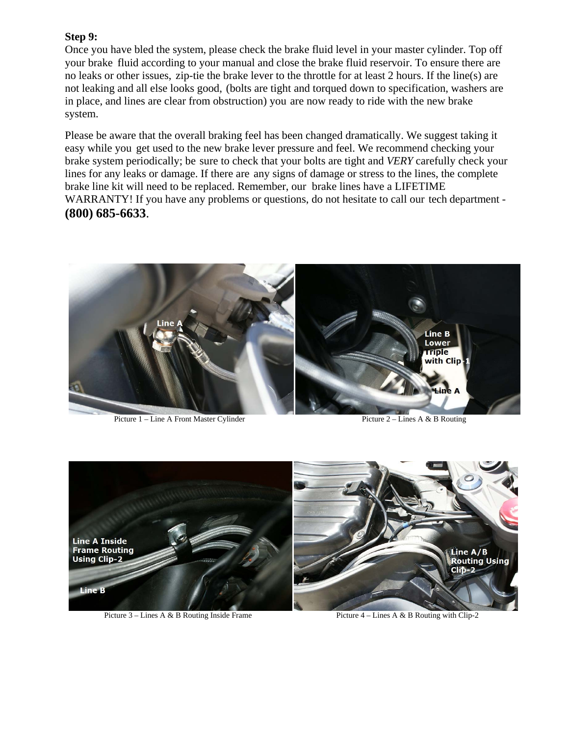**Step 9:**

Once you have bled the system, please check the brake fluid level in your master cylinder. Top off your brake fluid according to your manual and close the brake fluid reservoir. To ensure there are no leaks or other issues, zip-tie the brake lever to the throttle for at least 2 hours. If the line(s) are not leaking and all else looks good, (bolts are tight and torqued down to specification, washers are in place, and lines are clear from obstruction) you are now ready to ride with the new brake system.

Please be aware that the overall braking feel has been changed dramatically. We suggest taking it easy while you get used to the new brake lever pressure and feel. We recommend checking your brake system periodically; be sure to check that your bolts are tight and *VERY* carefully check your lines for any leaks or damage. If there are any signs of damage or stress to the lines, the complete brake line kit will need to be replaced. Remember, our brake lines have a LIFETIME WARRANTY! If you have any problems or questions, do not hesitate to call our tech department - **(800) 685-6633**.

Picture 1 – Line A Front Master Cylinder

Picture 2 – Lines A & B Routing

Picture 3 – Lines A & B Routing Inside Frame

Picture 4 – Lines A & B Routing with Clip-2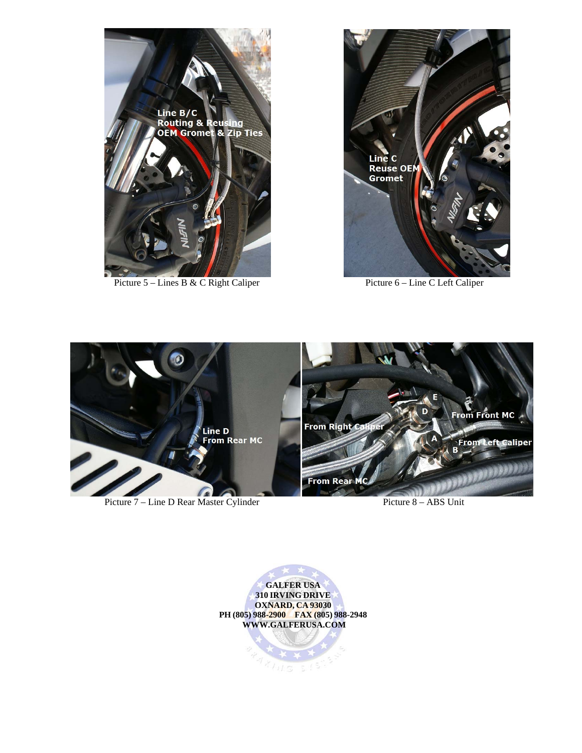Picture 5 – Lines B & C Right Caliper

Picture 6 – Line C Left Caliper

Picture 7 – Line D Rear Master Cylinder

Picture 8 – ABS Unit

**GALFER USA**
**310 IRVING DRIVE**
**OXNARD, CA 93030**
**PH (805) 988-2900 FAX (805) 988-2948**
**WWW.GALFERUSA.COM**